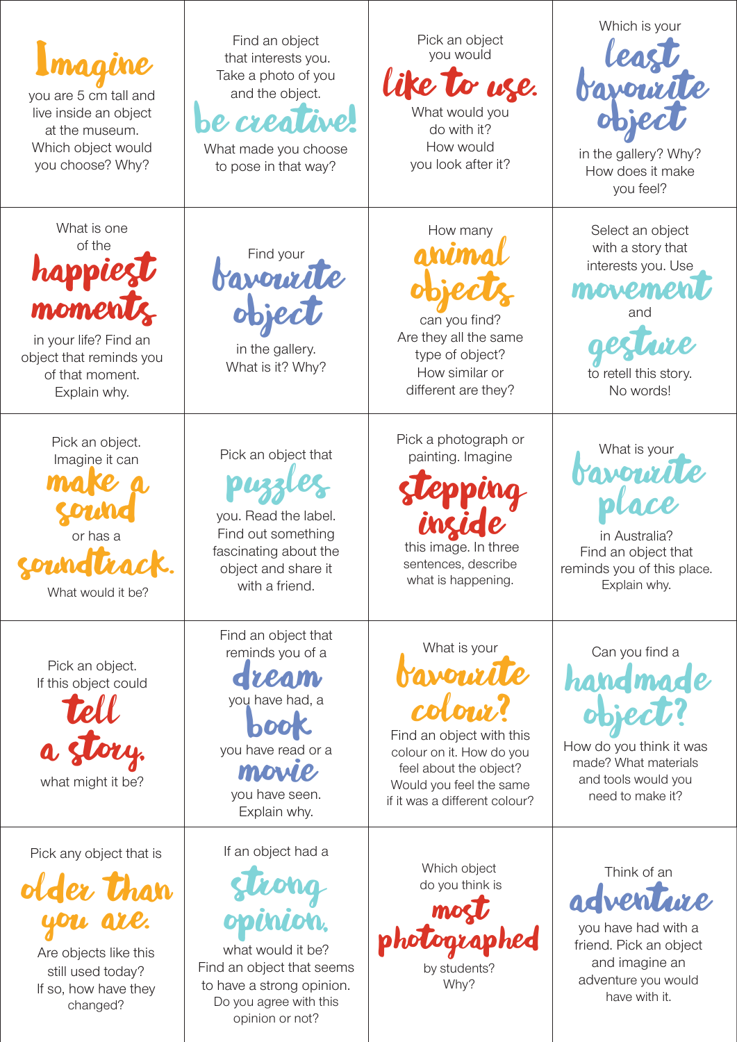**Imagine** you are 5 cm tall and live inside an object at the museum. Which object would you choose? Why?

Find an object that interests you. Take a photo of you and the object. **be creative!** What made you choose to pose in that way?

Pick an object you would **like to use.** What would you do with it? How would you look after it?

Which is your **least favourite object** in the gallery? Why? How does it make you feel?

What is one of the **happiest moments** in your life? Find an object that reminds you of that moment. Explain why.

Find your **favourite object** in the gallery. What is it? Why?

How many **animal objects** can you find? Are they all the same type of object? How similar or different are they?

Select an object with a story that interests you. Use **movement** and **gesture** to retell this story. No words!

Pick an object. Imagine it can **make a sound** or has a **soundtrack.** What would it be?

Pick an object that **puzzles** you. Read the label. Find out something fascinating about the object and share it with a friend.

Pick a photograph or painting. Imagine **stepping inside** this image. In three sentences, describe what is happening.

What is your **favourite place** in Australia? Find an object that reminds you of this place. Explain why.

Pick an object. If this object could **tell a story,** what might it be?

Find an object that reminds you of a **dream** you have had, a **book** you have read or a **movie** you have seen. Explain why.

What is your **favourite colour?** Find an object with this colour on it. How do you feel about the object? Would you feel the same if it was a different colour?

Can you find a **handmade object?** How do you think it was made? What materials and tools would you need to make it?

Pick any object that is **older than you are.** Are objects like this still used today? If so, how have they changed?

If an object had a **strong opinion,** what would it be? Find an object that seems to have a strong opinion. Do you agree with this opinion or not?

Which object do you think is **most photographed** by students? Why?

Think of an **adventure** you have had with a friend. Pick an object and imagine an adventure you would have with it.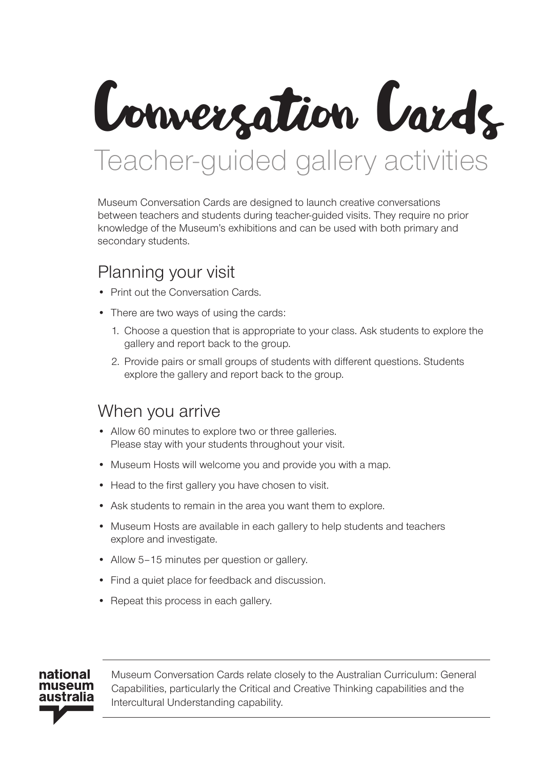# Conversation Cards

## Teacher-guided gallery activities

Museum Conversation Cards are designed to launch creative conversations between teachers and students during teacher-guided visits. They require no prior knowledge of the Museum's exhibitions and can be used with both primary and secondary students.

## Planning your visit

- Print out the Conversation Cards.
- There are two ways of using the cards:
  1. Choose a question that is appropriate to your class. Ask students to explore the gallery and report back to the group.
  2. Provide pairs or small groups of students with different questions. Students explore the gallery and report back to the group.

## When you arrive

- Allow 60 minutes to explore two or three galleries. Please stay with your students throughout your visit.
- Museum Hosts will welcome you and provide you with a map.
- Head to the first gallery you have chosen to visit.
- Ask students to remain in the area you want them to explore.
- Museum Hosts are available in each gallery to help students and teachers explore and investigate.
- Allow 5–15 minutes per question or gallery.
- Find a quiet place for feedback and discussion.
- Repeat this process in each gallery.

national museum australia

Museum Conversation Cards relate closely to the Australian Curriculum: General Capabilities, particularly the Critical and Creative Thinking capabilities and the Intercultural Understanding capability.